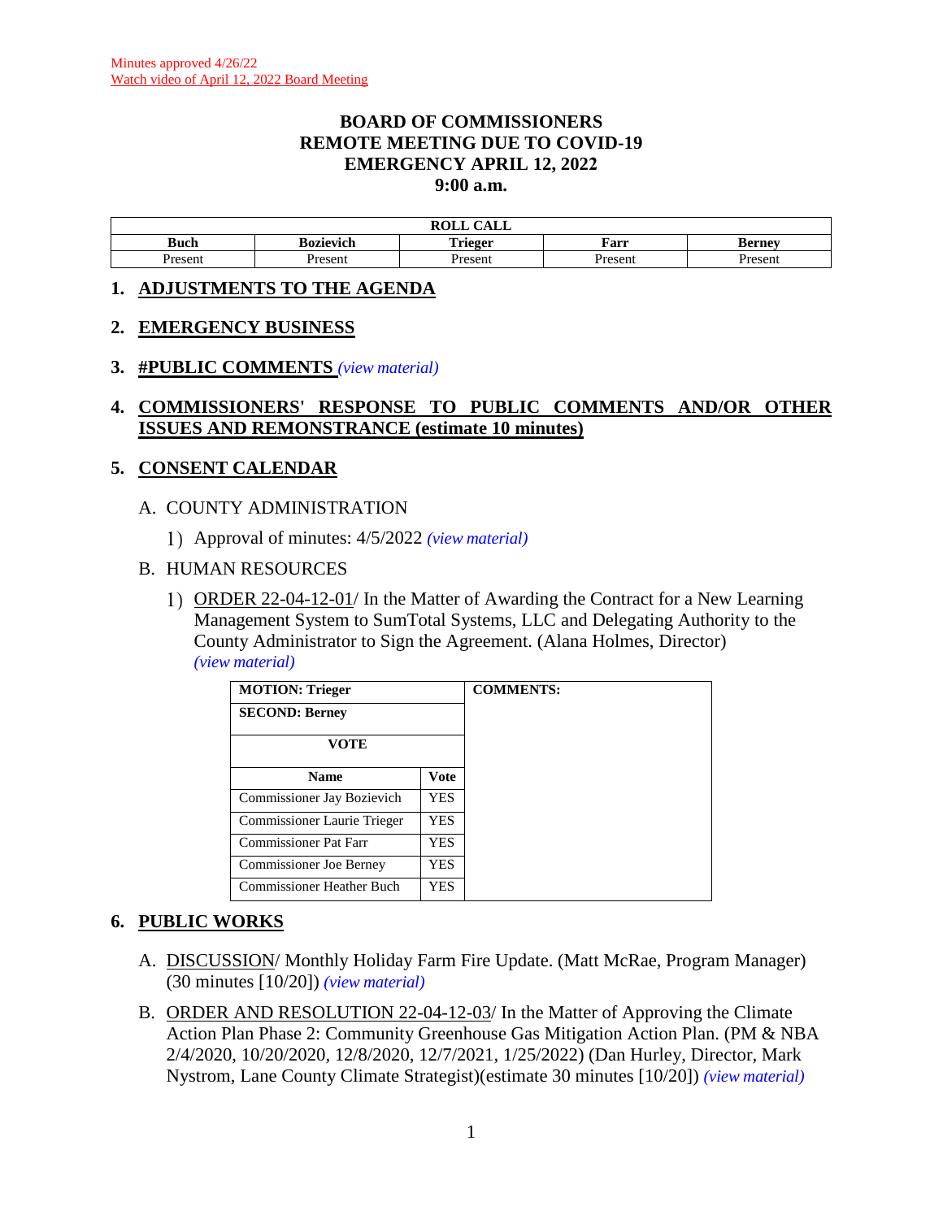Minutes approved 4/26/22
Watch video of April 12, 2022 Board Meeting

# BOARD OF COMMISSIONERS
# REMOTE MEETING DUE TO COVID-19
# EMERGENCY APRIL 12, 2022
# 9:00 a.m.

| ROLL CALL | | | | |
|---|---|---|---|---|
| **Buch** | **Bozievich** | **Trieger** | **Farr** | **Berney** |
| Present | Present | Present | Present | Present |

## 1. ADJUSTMENTS TO THE AGENDA

## 2. EMERGENCY BUSINESS

## 3. #PUBLIC COMMENTS *(view material)*

## 4. COMMISSIONERS' RESPONSE TO PUBLIC COMMENTS AND/OR OTHER ISSUES AND REMONSTRANCE (estimate 10 minutes)

## 5. CONSENT CALENDAR

A. COUNTY ADMINISTRATION

1) Approval of minutes: 4/5/2022 *(view material)*

B. HUMAN RESOURCES

1) ORDER 22-04-12-01/ In the Matter of Awarding the Contract for a New Learning Management System to SumTotal Systems, LLC and Delegating Authority to the County Administrator to Sign the Agreement. (Alana Holmes, Director) *(view material)*

| **MOTION: Trieger** | | **COMMENTS:** |
|---|---|---|
| **SECOND: Berney** | | |
| **VOTE** | | |
| **Name** | **Vote** | |
| Commissioner Jay Bozievich | YES | |
| Commissioner Laurie Trieger | YES | |
| Commissioner Pat Farr | YES | |
| Commissioner Joe Berney | YES | |
| Commissioner Heather Buch | YES | |

## 6. PUBLIC WORKS

A. DISCUSSION/ Monthly Holiday Farm Fire Update. (Matt McRae, Program Manager) (30 minutes [10/20]) *(view material)*

B. ORDER AND RESOLUTION 22-04-12-03/ In the Matter of Approving the Climate Action Plan Phase 2: Community Greenhouse Gas Mitigation Action Plan. (PM & NBA 2/4/2020, 10/20/2020, 12/8/2020, 12/7/2021, 1/25/2022) (Dan Hurley, Director, Mark Nystrom, Lane County Climate Strategist)(estimate 30 minutes [10/20]) *(view material)*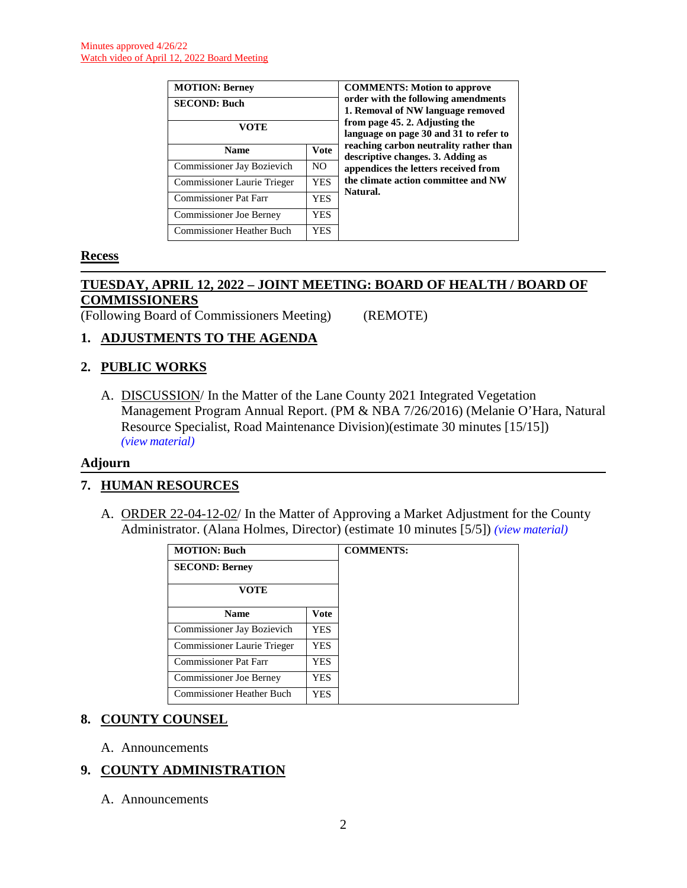Minutes approved 4/26/22
Watch video of April 12, 2022 Board Meeting

| MOTION: Berney | | COMMENTS: Motion to approve order with the following amendments 1. Removal of NW language removed from page 45. 2. Adjusting the language on page 30 and 31 to refer to reaching carbon neutrality rather than descriptive changes. 3. Adding as appendices the letters received from the climate action committee and NW Natural. |
|---|---|---|
| SECOND: Buch | | |
| VOTE | | |
| Name | Vote | |
| Commissioner Jay Bozievich | NO | |
| Commissioner Laurie Trieger | YES | |
| Commissioner Pat Farr | YES | |
| Commissioner Joe Berney | YES | |
| Commissioner Heather Buch | YES | |

## Recess

## TUESDAY, APRIL 12, 2022 – JOINT MEETING: BOARD OF HEALTH / BOARD OF COMMISSIONERS

(Following Board of Commissioners Meeting) (REMOTE)

## 1. ADJUSTMENTS TO THE AGENDA

## 2. PUBLIC WORKS

A. DISCUSSION/ In the Matter of the Lane County 2021 Integrated Vegetation Management Program Annual Report. (PM & NBA 7/26/2016) (Melanie O'Hara, Natural Resource Specialist, Road Maintenance Division)(estimate 30 minutes [15/15]) *(view material)*

## Adjourn

## 7. HUMAN RESOURCES

A. ORDER 22-04-12-02/ In the Matter of Approving a Market Adjustment for the County Administrator. (Alana Holmes, Director) (estimate 10 minutes [5/5]) *(view material)*

| MOTION: Buch | | COMMENTS: |
|---|---|---|
| SECOND: Berney | | |
| VOTE | | |
| Name | Vote | |
| Commissioner Jay Bozievich | YES | |
| Commissioner Laurie Trieger | YES | |
| Commissioner Pat Farr | YES | |
| Commissioner Joe Berney | YES | |
| Commissioner Heather Buch | YES | |

## 8. COUNTY COUNSEL

A. Announcements

## 9. COUNTY ADMINISTRATION

A. Announcements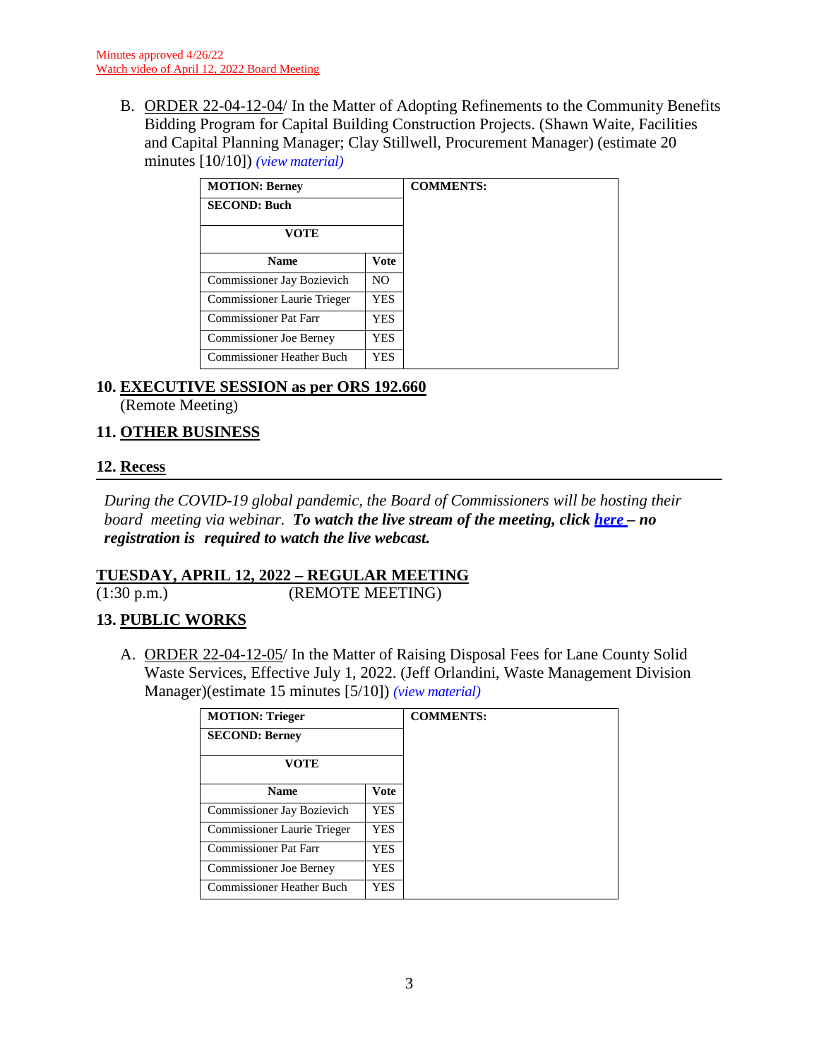Minutes approved 4/26/22
Watch video of April 12, 2022 Board Meeting

B. ORDER 22-04-12-04/ In the Matter of Adopting Refinements to the Community Benefits Bidding Program for Capital Building Construction Projects. (Shawn Waite, Facilities and Capital Planning Manager; Clay Stillwell, Procurement Manager) (estimate 20 minutes [10/10]) *(view material)*

| **MOTION: Berney** | | **COMMENTS:** |
|---|---|---|
| **SECOND: Buch** | | |
| **VOTE** | | |
| **Name** | **Vote** | |
| Commissioner Jay Bozievich | NO | |
| Commissioner Laurie Trieger | YES | |
| Commissioner Pat Farr | YES | |
| Commissioner Joe Berney | YES | |
| Commissioner Heather Buch | YES | |

## 10. EXECUTIVE SESSION as per ORS 192.660

(Remote Meeting)

## 11. OTHER BUSINESS

## 12. Recess

*During the COVID-19 global pandemic, the Board of Commissioners will be hosting their board meeting via webinar.* ***To watch the live stream of the meeting, click here – no registration is required to watch the live webcast.***

## TUESDAY, APRIL 12, 2022 – REGULAR MEETING

(1:30 p.m.) (REMOTE MEETING)

## 13. PUBLIC WORKS

A. ORDER 22-04-12-05/ In the Matter of Raising Disposal Fees for Lane County Solid Waste Services, Effective July 1, 2022. (Jeff Orlandini, Waste Management Division Manager)(estimate 15 minutes [5/10]) *(view material)*

| **MOTION: Trieger** | | **COMMENTS:** |
|---|---|---|
| **SECOND: Berney** | | |
| **VOTE** | | |
| **Name** | **Vote** | |
| Commissioner Jay Bozievich | YES | |
| Commissioner Laurie Trieger | YES | |
| Commissioner Pat Farr | YES | |
| Commissioner Joe Berney | YES | |
| Commissioner Heather Buch | YES | |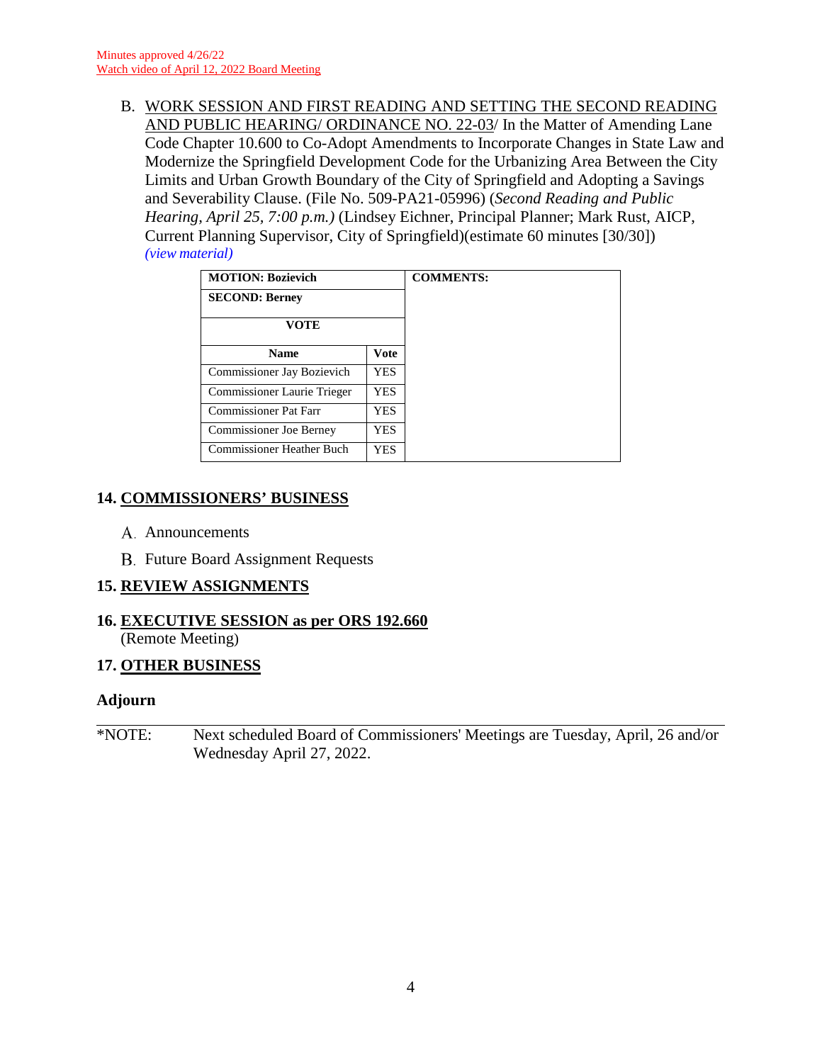Minutes approved 4/26/22
Watch video of April 12, 2022 Board Meeting

B. WORK SESSION AND FIRST READING AND SETTING THE SECOND READING AND PUBLIC HEARING/ ORDINANCE NO. 22-03/ In the Matter of Amending Lane Code Chapter 10.600 to Co-Adopt Amendments to Incorporate Changes in State Law and Modernize the Springfield Development Code for the Urbanizing Area Between the City Limits and Urban Growth Boundary of the City of Springfield and Adopting a Savings and Severability Clause. (File No. 509-PA21-05996) (*Second Reading and Public Hearing, April 25, 7:00 p.m.)* (Lindsey Eichner, Principal Planner; Mark Rust, AICP, Current Planning Supervisor, City of Springfield)(estimate 60 minutes [30/30]) *(view material)*

| MOTION: Bozievich | | COMMENTS: |
|---|---|---|
| SECOND: Berney | | |
| VOTE | | |
| Name | Vote | |
| Commissioner Jay Bozievich | YES | |
| Commissioner Laurie Trieger | YES | |
| Commissioner Pat Farr | YES | |
| Commissioner Joe Berney | YES | |
| Commissioner Heather Buch | YES | |

## 14. COMMISSIONERS' BUSINESS

A. Announcements

B. Future Board Assignment Requests

## 15. REVIEW ASSIGNMENTS

## 16. EXECUTIVE SESSION as per ORS 192.660

(Remote Meeting)

## 17. OTHER BUSINESS

## Adjourn

---

*NOTE: Next scheduled Board of Commissioners' Meetings are Tuesday, April, 26 and/or Wednesday April 27, 2022.